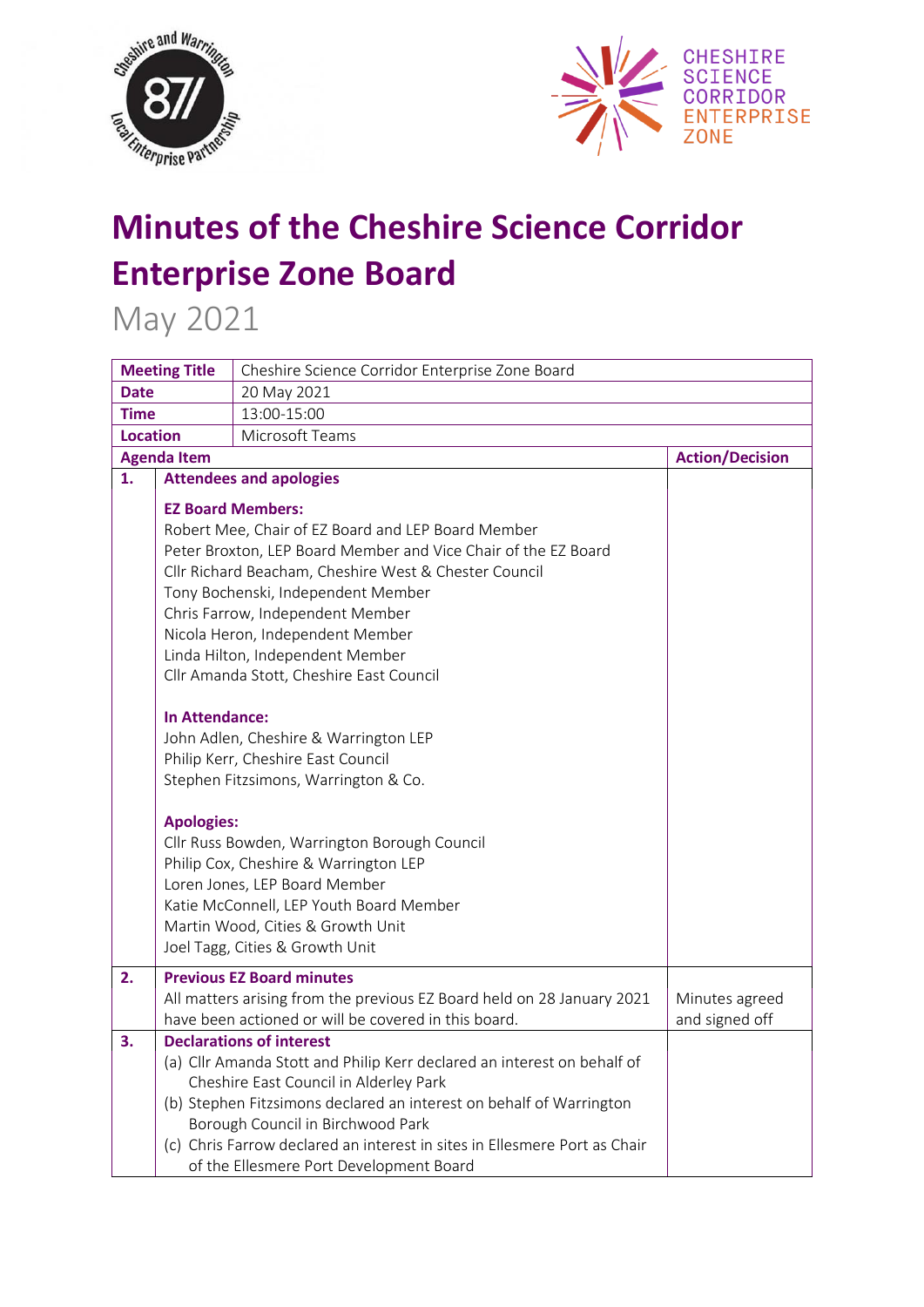# Minutes of the Cheshire Science Corridor Enterprise Zone Board

May 2021

| Meeting Title | Cheshire Science Corridor Enterprise Zone Board | |
|---|---|---|
| Date | 20 May 2021 | |
| Time | 13:00-15:00 | |
| Location | Microsoft Teams | |
| **Agenda Item** | | **Action/Decision** |
| **1.** | **Attendees and apologies**<br><br>**EZ Board Members:**<br>Robert Mee, Chair of EZ Board and LEP Board Member<br>Peter Broxton, LEP Board Member and Vice Chair of the EZ Board<br>Cllr Richard Beacham, Cheshire West & Chester Council<br>Tony Bochenski, Independent Member<br>Chris Farrow, Independent Member<br>Nicola Heron, Independent Member<br>Linda Hilton, Independent Member<br>Cllr Amanda Stott, Cheshire East Council<br><br>**In Attendance:**<br>John Adlen, Cheshire & Warrington LEP<br>Philip Kerr, Cheshire East Council<br>Stephen Fitzsimons, Warrington & Co.<br><br>**Apologies:**<br>Cllr Russ Bowden, Warrington Borough Council<br>Philip Cox, Cheshire & Warrington LEP<br>Loren Jones, LEP Board Member<br>Katie McConnell, LEP Youth Board Member<br>Martin Wood, Cities & Growth Unit<br>Joel Tagg, Cities & Growth Unit | |
| **2.** | **Previous EZ Board minutes**<br>All matters arising from the previous EZ Board held on 28 January 2021 have been actioned or will be covered in this board. | Minutes agreed and signed off |
| **3.** | **Declarations of interest**<br>(a) Cllr Amanda Stott and Philip Kerr declared an interest on behalf of Cheshire East Council in Alderley Park<br>(b) Stephen Fitzsimons declared an interest on behalf of Warrington Borough Council in Birchwood Park<br>(c) Chris Farrow declared an interest in sites in Ellesmere Port as Chair of the Ellesmere Port Development Board | |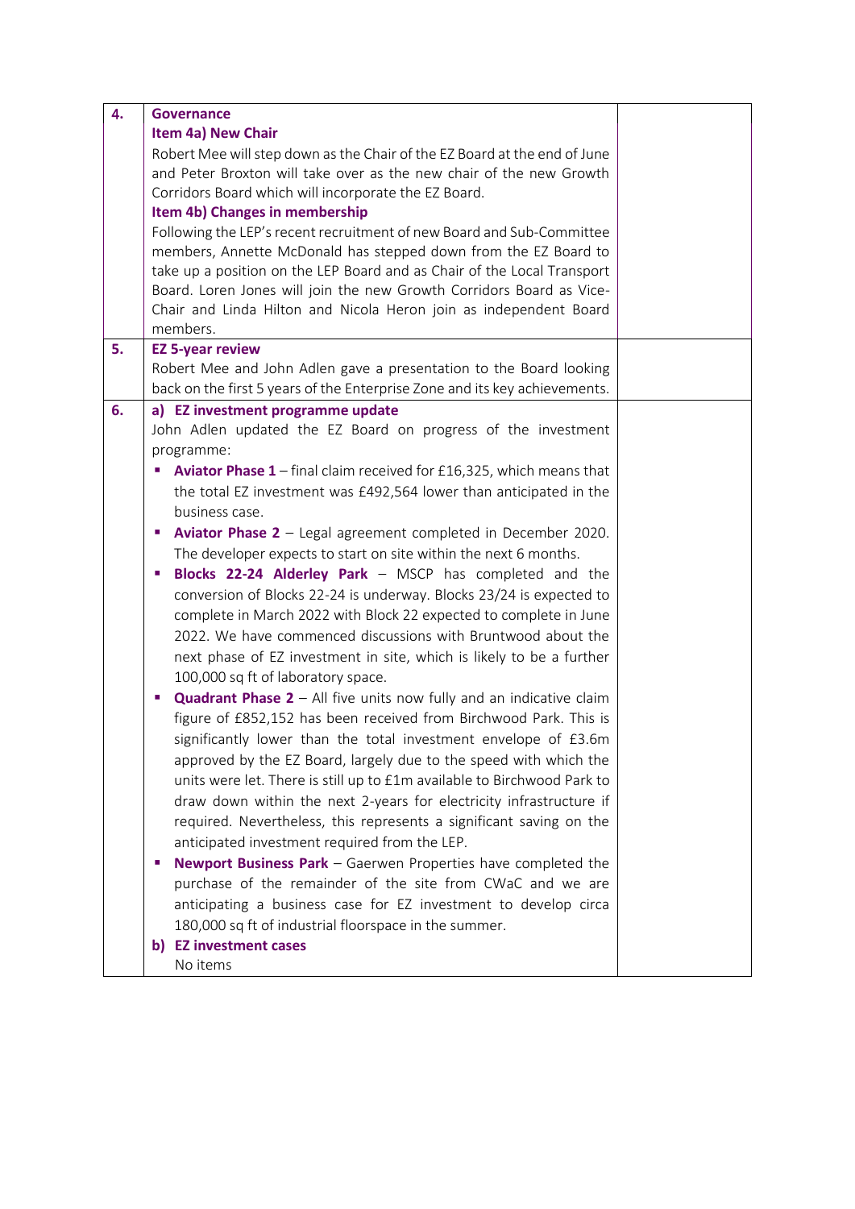| 4. | **Governance**<br>**Item 4a) New Chair**<br>Robert Mee will step down as the Chair of the EZ Board at the end of June and Peter Broxton will take over as the new chair of the new Growth Corridors Board which will incorporate the EZ Board.<br>**Item 4b) Changes in membership**<br>Following the LEP's recent recruitment of new Board and Sub-Committee members, Annette McDonald has stepped down from the EZ Board to take up a position on the LEP Board and as Chair of the Local Transport Board. Loren Jones will join the new Growth Corridors Board as Vice-Chair and Linda Hilton and Nicola Heron join as independent Board members. | |
|---|---|---|
| 5. | **EZ 5-year review**<br>Robert Mee and John Adlen gave a presentation to the Board looking back on the first 5 years of the Enterprise Zone and its key achievements. | |
| 6. | **a) EZ investment programme update**<br>John Adlen updated the EZ Board on progress of the investment programme:<br>▪ **Aviator Phase 1** – final claim received for £16,325, which means that the total EZ investment was £492,564 lower than anticipated in the business case.<br>▪ **Aviator Phase 2** – Legal agreement completed in December 2020. The developer expects to start on site within the next 6 months.<br>▪ **Blocks 22-24 Alderley Park** – MSCP has completed and the conversion of Blocks 22-24 is underway. Blocks 23/24 is expected to complete in March 2022 with Block 22 expected to complete in June 2022. We have commenced discussions with Bruntwood about the next phase of EZ investment in site, which is likely to be a further 100,000 sq ft of laboratory space.<br>▪ **Quadrant Phase 2** – All five units now fully and an indicative claim figure of £852,152 has been received from Birchwood Park. This is significantly lower than the total investment envelope of £3.6m approved by the EZ Board, largely due to the speed with which the units were let. There is still up to £1m available to Birchwood Park to draw down within the next 2-years for electricity infrastructure if required. Nevertheless, this represents a significant saving on the anticipated investment required from the LEP.<br>▪ **Newport Business Park** – Gaerwen Properties have completed the purchase of the remainder of the site from CWaC and we are anticipating a business case for EZ investment to develop circa 180,000 sq ft of industrial floorspace in the summer.<br>**b) EZ investment cases**<br>No items | |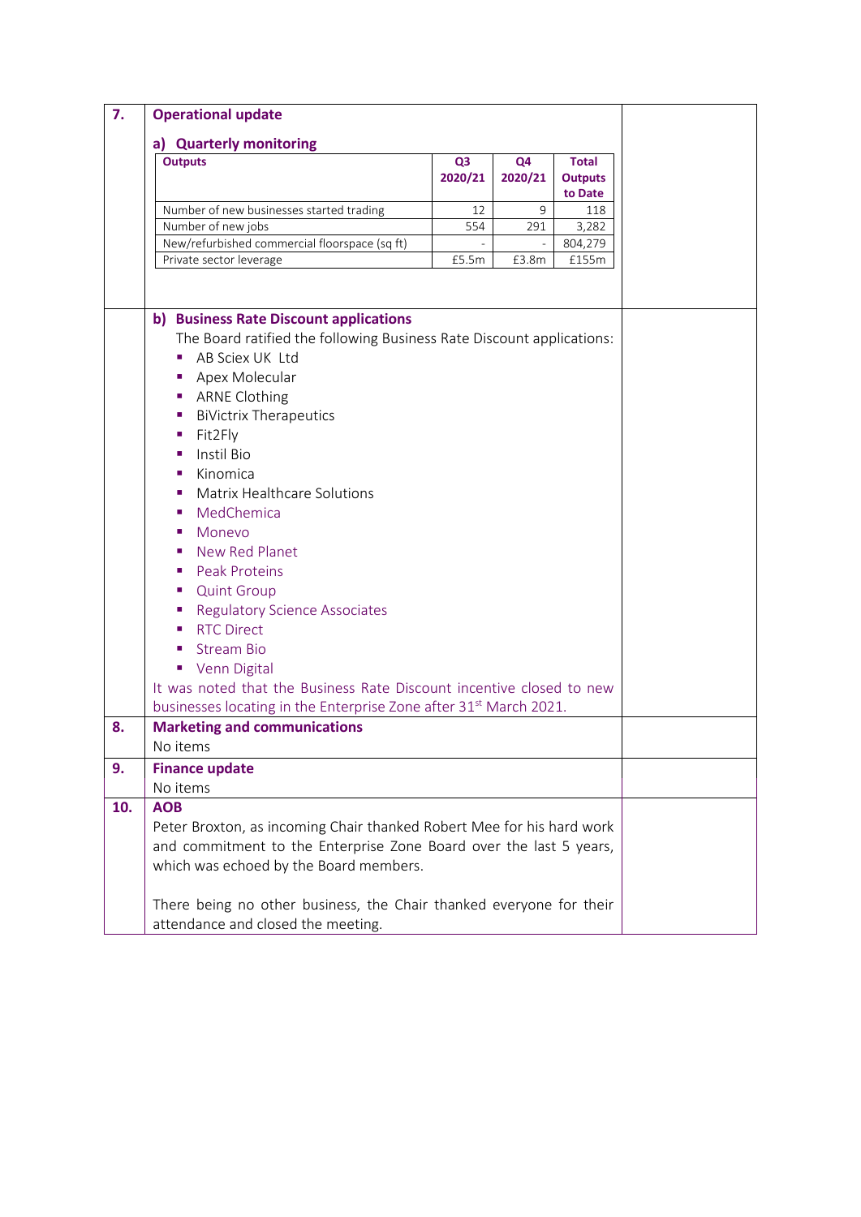## 7. Operational update

### a) Quarterly monitoring

| Outputs | Q3 2020/21 | Q4 2020/21 | Total Outputs to Date |
|---|---|---|---|
| Number of new businesses started trading | 12 | 9 | 118 |
| Number of new jobs | 554 | 291 | 3,282 |
| New/refurbished commercial floorspace (sq ft) | - | - | 804,279 |
| Private sector leverage | £5.5m | £3.8m | £155m |

### b) Business Rate Discount applications

The Board ratified the following Business Rate Discount applications:

- AB Sciex UK Ltd
- Apex Molecular
- ARNE Clothing
- BiVictrix Therapeutics
- Fit2Fly
- Instil Bio
- Kinomica
- Matrix Healthcare Solutions
- MedChemica
- Monevo
- New Red Planet
- Peak Proteins
- Quint Group
- Regulatory Science Associates
- RTC Direct
- Stream Bio
- Venn Digital

It was noted that the Business Rate Discount incentive closed to new businesses locating in the Enterprise Zone after 31st March 2021.

## 8. Marketing and communications

No items

## 9. Finance update

No items

## 10. AOB

Peter Broxton, as incoming Chair thanked Robert Mee for his hard work and commitment to the Enterprise Zone Board over the last 5 years, which was echoed by the Board members.

There being no other business, the Chair thanked everyone for their attendance and closed the meeting.